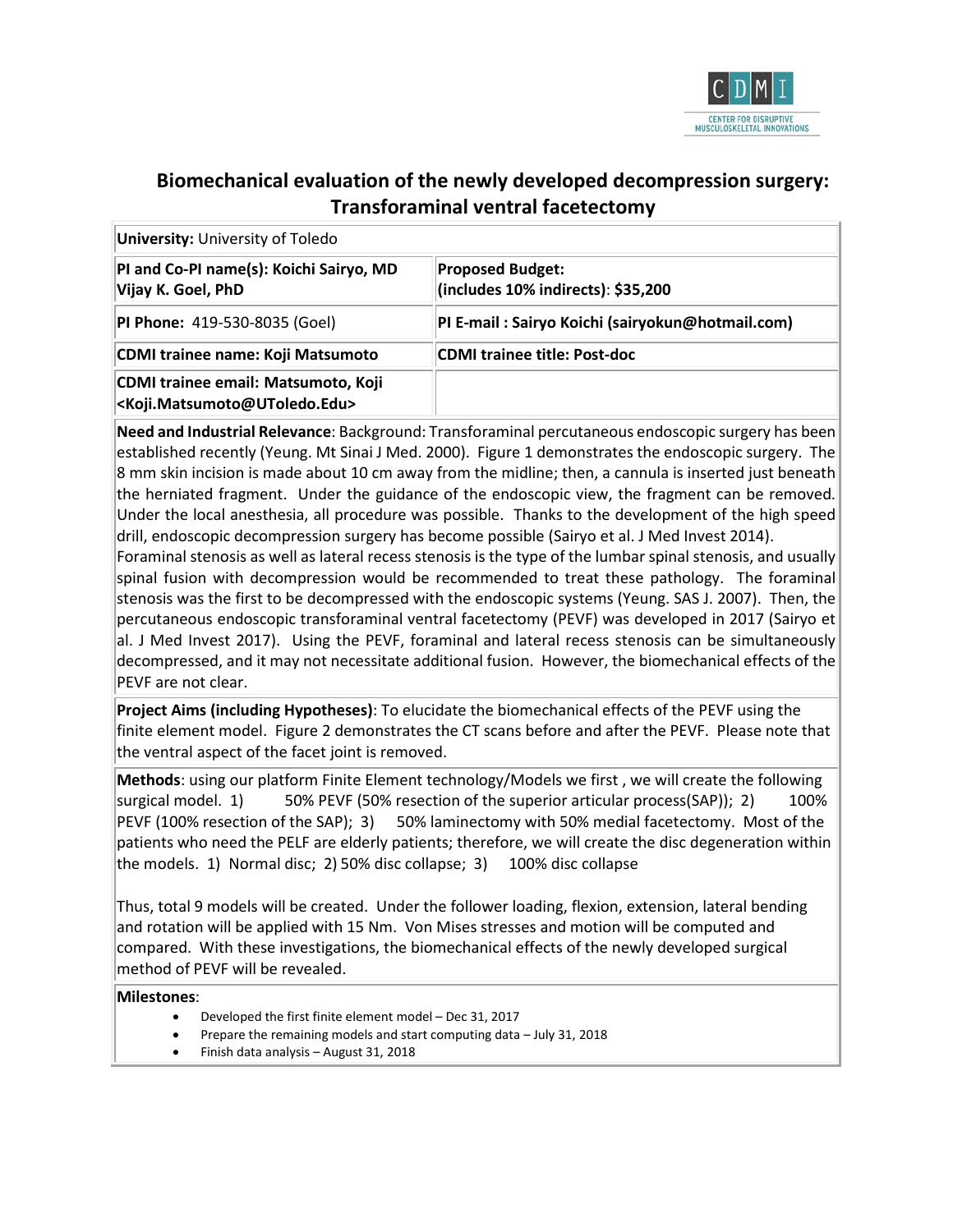CDMI
CENTER FOR DISRUPTIVE MUSCULOSKELETAL INNOVATIONS

# Biomechanical evaluation of the newly developed decompression surgery: Transforaminal ventral facetectomy

| **University:** University of Toledo | |
|---|---|
| **PI and Co-PI name(s): Koichi Sairyo, MD Vijay K. Goel, PhD** | **Proposed Budget: (includes 10% indirects)**: **$35,200** |
| **PI Phone:** 419-530-8035 (Goel) | **PI E-mail : Sairyo Koichi (sairyokun@hotmail.com)** |
| **CDMI trainee name: Koji Matsumoto** | **CDMI trainee title: Post-doc** |
| **CDMI trainee email: Matsumoto, Koji <Koji.Matsumoto@UToledo.Edu>** | |

**Need and Industrial Relevance**: Background: Transforaminal percutaneous endoscopic surgery has been established recently (Yeung. Mt Sinai J Med. 2000). Figure 1 demonstrates the endoscopic surgery. The 8 mm skin incision is made about 10 cm away from the midline; then, a cannula is inserted just beneath the herniated fragment. Under the guidance of the endoscopic view, the fragment can be removed. Under the local anesthesia, all procedure was possible. Thanks to the development of the high speed drill, endoscopic decompression surgery has become possible (Sairyo et al. J Med Invest 2014). Foraminal stenosis as well as lateral recess stenosis is the type of the lumbar spinal stenosis, and usually spinal fusion with decompression would be recommended to treat these pathology. The foraminal stenosis was the first to be decompressed with the endoscopic systems (Yeung. SAS J. 2007). Then, the percutaneous endoscopic transforaminal ventral facetectomy (PEVF) was developed in 2017 (Sairyo et al. J Med Invest 2017). Using the PEVF, foraminal and lateral recess stenosis can be simultaneously decompressed, and it may not necessitate additional fusion. However, the biomechanical effects of the PEVF are not clear.

**Project Aims (including Hypotheses)**: To elucidate the biomechanical effects of the PEVF using the finite element model. Figure 2 demonstrates the CT scans before and after the PEVF. Please note that the ventral aspect of the facet joint is removed.

**Methods**: using our platform Finite Element technology/Models we first , we will create the following surgical model. 1) 50% PEVF (50% resection of the superior articular process(SAP)); 2) 100% PEVF (100% resection of the SAP); 3) 50% laminectomy with 50% medial facetectomy. Most of the patients who need the PELF are elderly patients; therefore, we will create the disc degeneration within the models. 1) Normal disc; 2) 50% disc collapse; 3) 100% disc collapse

Thus, total 9 models will be created. Under the follower loading, flexion, extension, lateral bending and rotation will be applied with 15 Nm. Von Mises stresses and motion will be computed and compared. With these investigations, the biomechanical effects of the newly developed surgical method of PEVF will be revealed.

**Milestones**:

- Developed the first finite element model – Dec 31, 2017
- Prepare the remaining models and start computing data – July 31, 2018
- Finish data analysis – August 31, 2018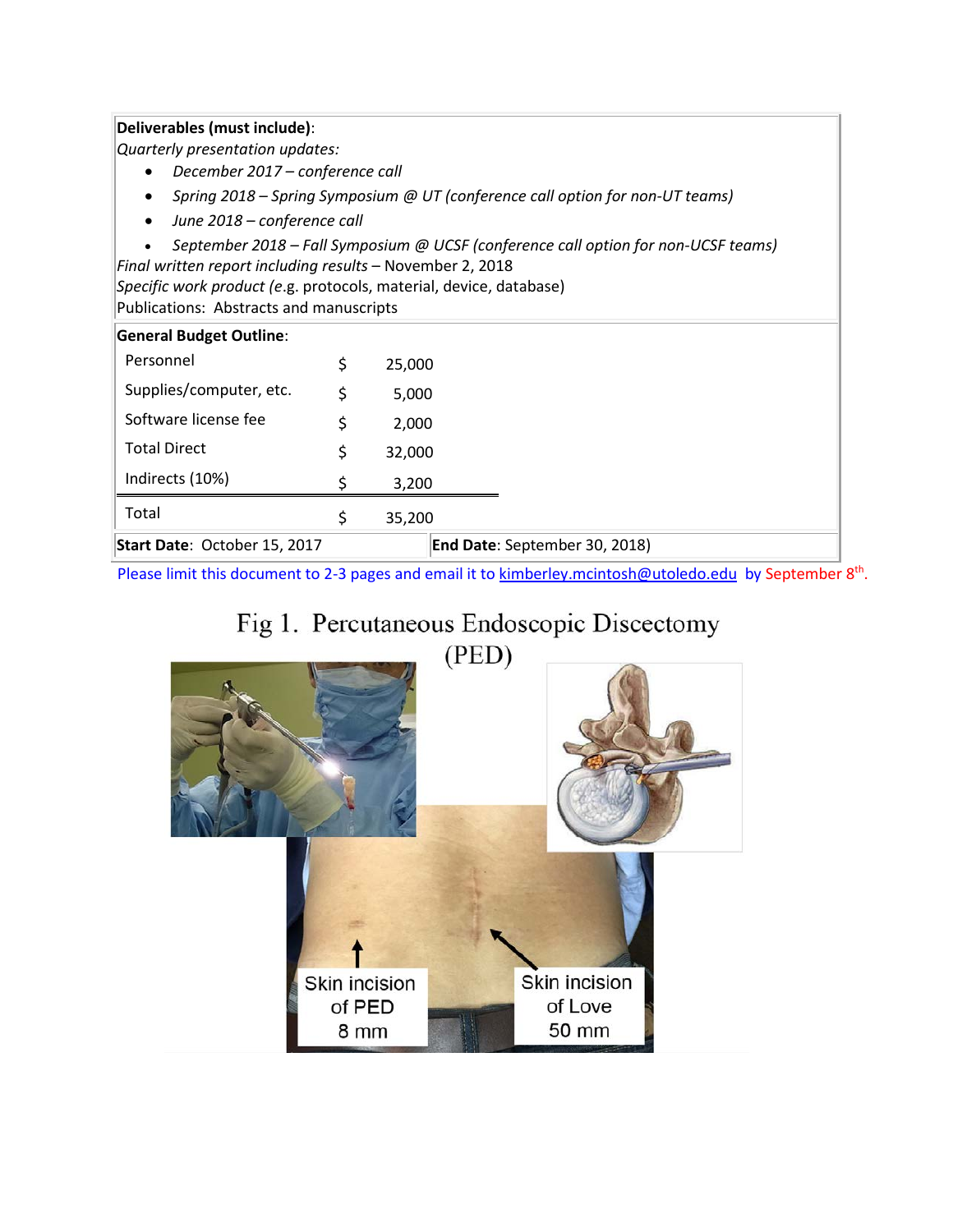**Deliverables (must include)**:

*Quarterly presentation updates:*

- *December 2017 – conference call*
- *Spring 2018 – Spring Symposium @ UT (conference call option for non-UT teams)*
- *June 2018 – conference call*
- *September 2018 – Fall Symposium @ UCSF (conference call option for non-UCSF teams)*

*Final written report including results* – November 2, 2018

*Specific work product (e*.g. protocols, material, device, database)

Publications: Abstracts and manuscripts

**General Budget Outline**:

| Item | | Amount |
|---|---|---|
| Personnel | $ | 25,000 |
| Supplies/computer, etc. | $ | 5,000 |
| Software license fee | $ | 2,000 |
| Total Direct | $ | 32,000 |
| Indirects (10%) | $ | 3,200 |
| Total | $ | 35,200 |

**Start Date**: October 15, 2017 **End Date**: September 30, 2018)

Please limit this document to 2-3 pages and email it to kimberley.mcintosh@utoledo.edu by September 8th.

Fig 1. Percutaneous Endoscopic Discectomy (PED)

Skin incision of PED 8 mm

Skin incision of Love 50 mm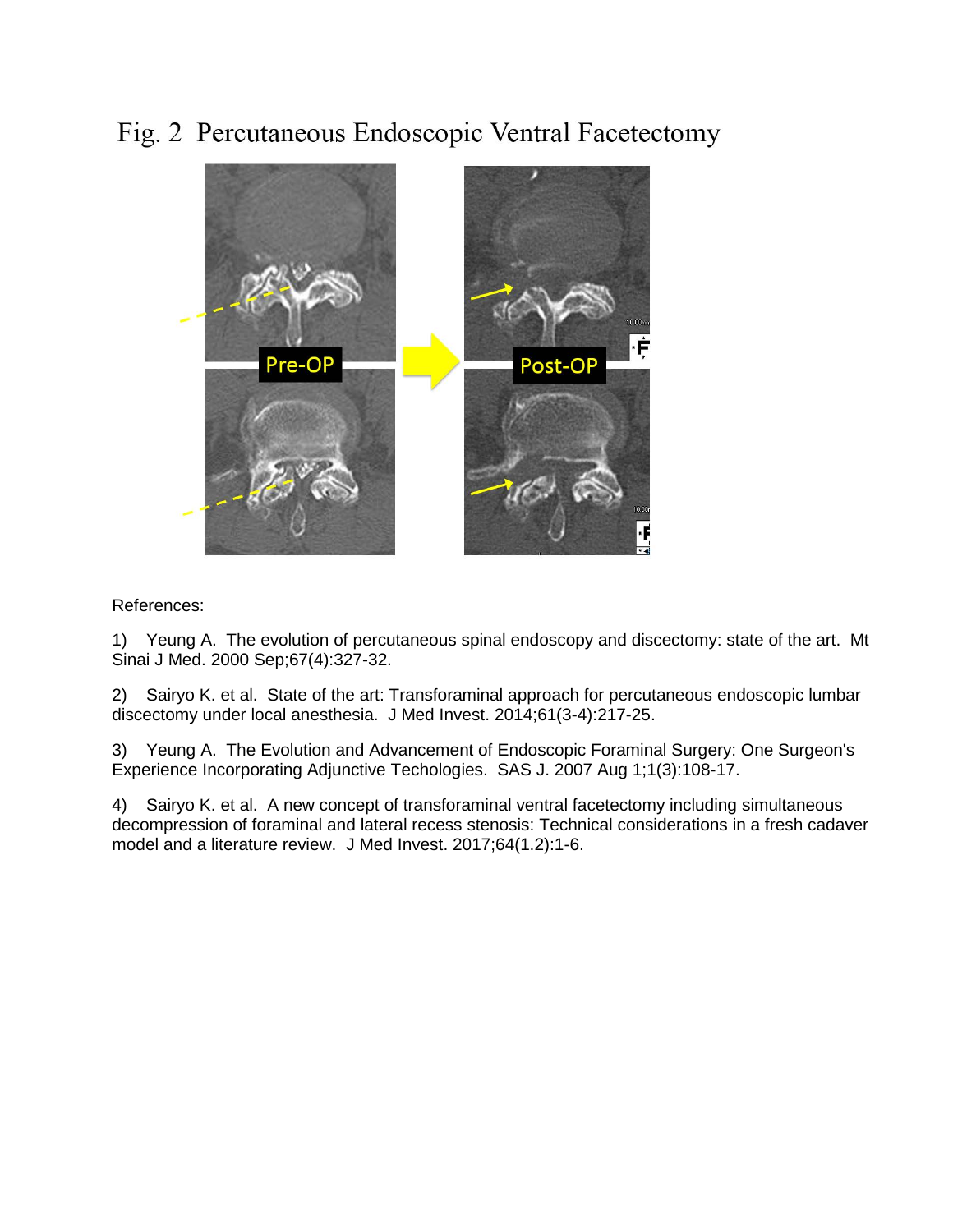Fig. 2 Percutaneous Endoscopic Ventral Facetectomy

Pre-OP

Post-OP

References:

1) Yeung A. The evolution of percutaneous spinal endoscopy and discectomy: state of the art. Mt Sinai J Med. 2000 Sep;67(4):327-32.

2) Sairyo K. et al. State of the art: Transforaminal approach for percutaneous endoscopic lumbar discectomy under local anesthesia. J Med Invest. 2014;61(3-4):217-25.

3) Yeung A. The Evolution and Advancement of Endoscopic Foraminal Surgery: One Surgeon's Experience Incorporating Adjunctive Techologies. SAS J. 2007 Aug 1;1(3):108-17.

4) Sairyo K. et al. A new concept of transforaminal ventral facetectomy including simultaneous decompression of foraminal and lateral recess stenosis: Technical considerations in a fresh cadaver model and a literature review. J Med Invest. 2017;64(1.2):1-6.